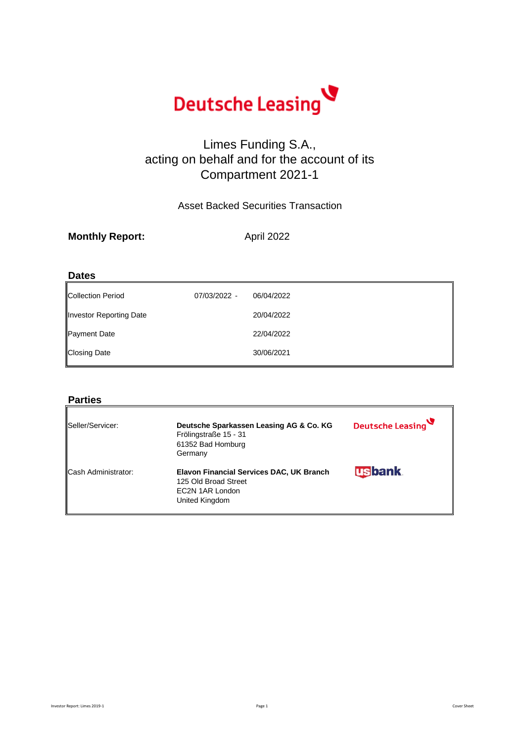Deutsche Leasing

# Limes Funding S.A., acting on behalf and for the account of its Compartment 2021-1

Asset Backed Securities Transaction

**Monthly Report:** April 2022

## Dates

| | | |
|---|---|---|
| Collection Period | 07/03/2022 - | 06/04/2022 |
| Investor Reporting Date | | 20/04/2022 |
| Payment Date | | 22/04/2022 |
| Closing Date | | 30/06/2021 |

## Parties

| | | |
|---|---|---|
| Seller/Servicer: | **Deutsche Sparkassen Leasing AG & Co. KG**<br>Frölingstraße 15 - 31<br>61352 Bad Homburg<br>Germany | Deutsche Leasing |
| Cash Administrator: | **Elavon Financial Services DAC, UK Branch**<br>125 Old Broad Street<br>EC2N 1AR London<br>United Kingdom | usbank |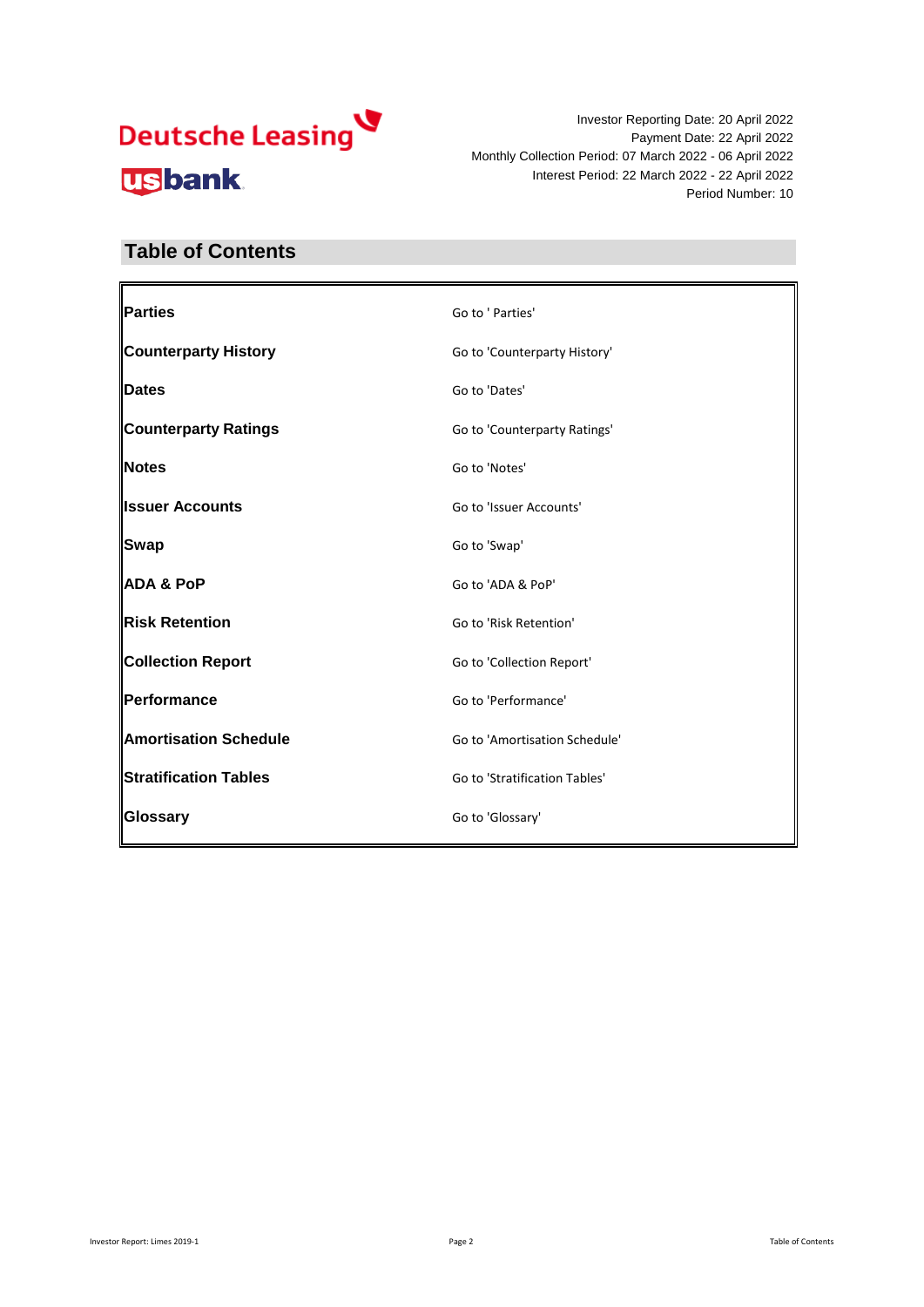Deutsche Leasing

usbank

Investor Reporting Date: 20 April 2022
Payment Date: 22 April 2022
Monthly Collection Period: 07 March 2022 - 06 April 2022
Interest Period: 22 March 2022 - 22 April 2022
Period Number: 10

## Table of Contents

| | |
|---|---|
| **Parties** | Go to ' Parties' |
| **Counterparty History** | Go to 'Counterparty History' |
| **Dates** | Go to 'Dates' |
| **Counterparty Ratings** | Go to 'Counterparty Ratings' |
| **Notes** | Go to 'Notes' |
| **Issuer Accounts** | Go to 'Issuer Accounts' |
| **Swap** | Go to 'Swap' |
| **ADA & PoP** | Go to 'ADA & PoP' |
| **Risk Retention** | Go to 'Risk Retention' |
| **Collection Report** | Go to 'Collection Report' |
| **Performance** | Go to 'Performance' |
| **Amortisation Schedule** | Go to 'Amortisation Schedule' |
| **Stratification Tables** | Go to 'Stratification Tables' |
| **Glossary** | Go to 'Glossary' |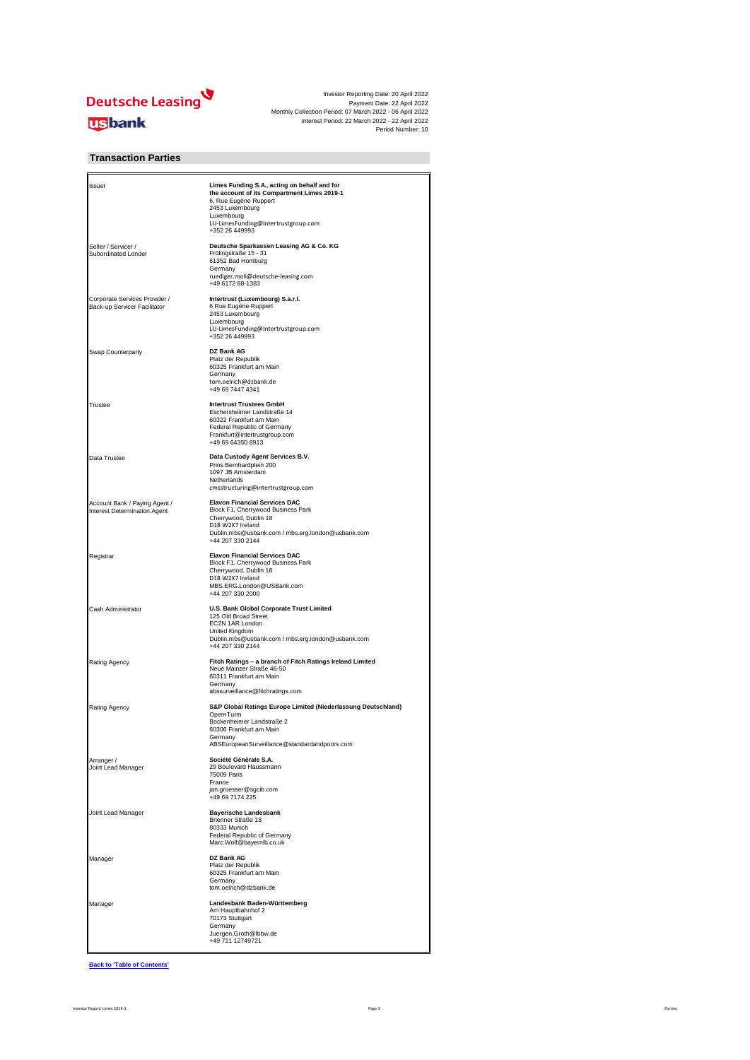Investor Reporting Date: 20 April 2022
Payment Date: 22 April 2022
Monthly Collection Period: 07 March 2022 - 06 April 2022
Interest Period: 22 March 2022 - 22 April 2022
Period Number: 10

## Transaction Parties

| Role | Party |
|---|---|
| Issuer | **Limes Funding S.A., acting on behalf and for the account of its Compartment Limes 2019-1**<br>6, Rue Eugène Ruppert<br>2453 Luxembourg<br>Luxembourg<br>LU-LimesFunding@Intertrustgroup.com<br>+352 26 449993 |
| Seller / Servicer / Subordinated Lender | **Deutsche Sparkassen Leasing AG & Co. KG**<br>Frölingstraße 15 - 31<br>61352 Bad Homburg<br>Germany<br>ruediger.moll@deutsche-leasing.com<br>+49 6172 88-1383 |
| Corporate Services Provider / Back-up Servicer Facilitator | **Intertrust (Luxembourg) S.a.r.l.**<br>6 Rue Eugène Ruppert<br>2453 Luxembourg<br>Luxembourg<br>LU-LimesFunding@Intertrustgroup.com<br>+352 26 449993 |
| Swap Counterparty | **DZ Bank AG**<br>Platz der Republik<br>60325 Frankfurt am Main<br>Germany<br>tom.oelrich@dzbank.de<br>+49 69 7447 4341 |
| Trustee | **Intertrust Trustees GmbH**<br>Eschersheimer Landstraße 14<br>60322 Frankfurt am Main<br>Federal Republic of Germany<br>Frankfurt@intertrustgroup.com<br>+49 69 64350 8913 |
| Data Trustee | **Data Custody Agent Services B.V.**<br>Prins Bernhardplein 200<br>1097 JB Amsterdam<br>Netherlands<br>cmsstructuring@intertrustgroup.com |
| Account Bank / Paying Agent / Interest Determination Agent | **Elavon Financial Services DAC**<br>Block F1, Cherrywood Business Park<br>Cherrywood, Dublin 18<br>D18 W2X7 Ireland<br>Dublin.mbs@usbank.com / mbs.erg.london@usbank.com<br>+44 207 330 2144 |
| Registrar | **Elavon Financial Services DAC**<br>Block F1, Cherrywood Business Park<br>Cherrywood, Dublin 18<br>D18 W2X7 Ireland<br>MBS.ERG.London@USBank.com<br>+44 207 330 2000 |
| Cash Administrator | **U.S. Bank Global Corporate Trust Limited**<br>125 Old Broad Street<br>EC2N 1AR London<br>United Kingdom<br>Dublin.mbs@usbank.com / mbs.erg.london@usbank.com<br>+44 207 330 2144 |
| Rating Agency | **Fitch Ratings – a branch of Fitch Ratings Ireland Limited**<br>Neue Mainzer Straße 46-50<br>60311 Frankfurt am Main<br>Germany<br>abssurveillance@fitchratings.com |
| Rating Agency | **S&P Global Ratings Europe Limited (Niederlassung Deutschland)**<br>OpernTurm<br>Bockenheimer Landstraße 2<br>60306 Frankfurt am Main<br>Germany<br>ABSEuropeanSurveillance@standardandpoors.com |
| Arranger / Joint Lead Manager | **Société Générale S.A.**<br>29 Boulevard Haussmann<br>75009 Paris<br>France<br>jan.groesser@sgcib.com<br>+49 69 7174 225 |
| Joint Lead Manager | **Bayerische Landesbank**<br>Brienner Straße 18<br>80333 Munich<br>Federal Republic of Germany<br>Marc.Wolf@bayernlb.co.uk |
| Manager | **DZ Bank AG**<br>Platz der Republik<br>60325 Frankfurt am Main<br>Germany<br>tom.oelrich@dzbank.de |
| Manager | **Landesbank Baden-Württemberg**<br>Am Hauptbahnhof 2<br>70173 Stuttgart<br>Germany<br>Juergen.Groth@lbbw.de<br>+49 711 12749721 |

**Back to 'Table of Contents'**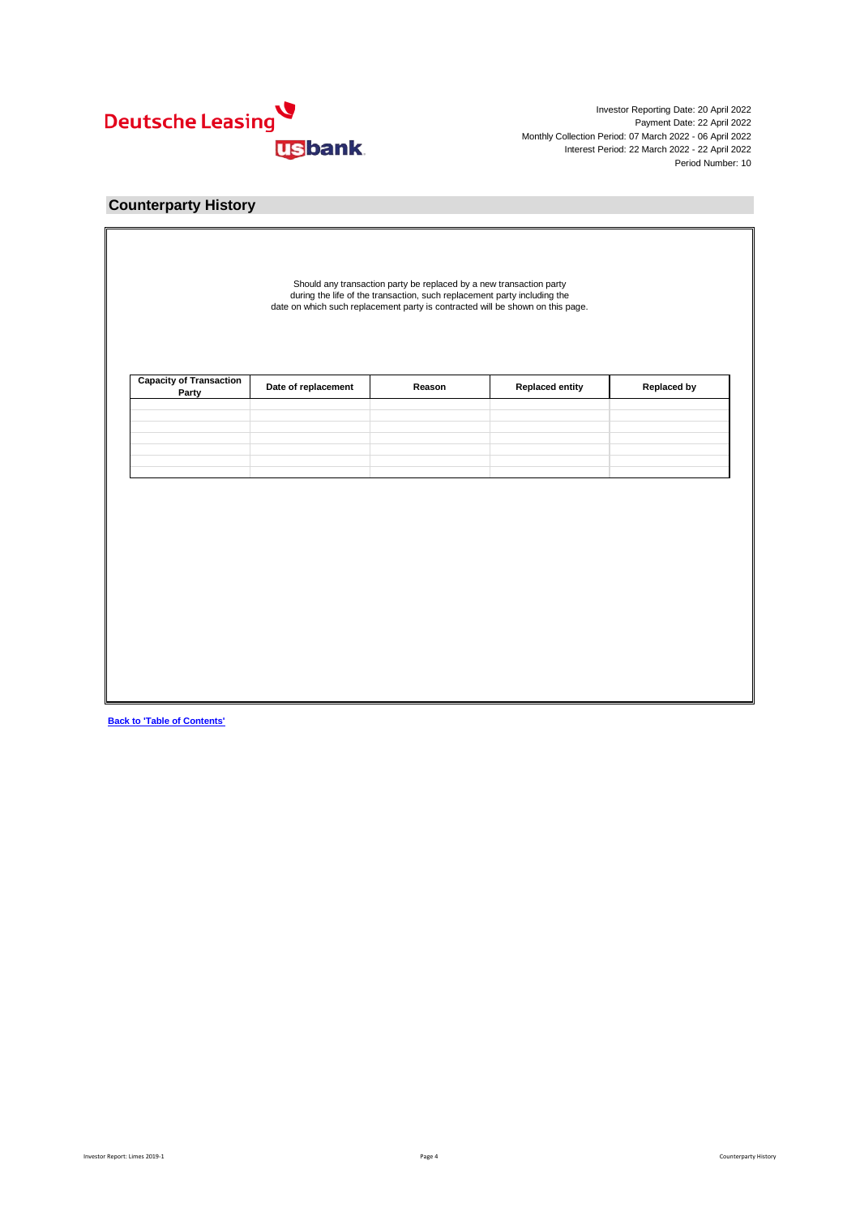Investor Reporting Date: 20 April 2022
Payment Date: 22 April 2022
Monthly Collection Period: 07 March 2022 - 06 April 2022
Interest Period: 22 March 2022 - 22 April 2022
Period Number: 10

## Counterparty History

Should any transaction party be replaced by a new transaction party during the life of the transaction, such replacement party including the date on which such replacement party is contracted will be shown on this page.

| Capacity of Transaction Party | Date of replacement | Reason | Replaced entity | Replaced by |
|---|---|---|---|---|
| | | | | |
| | | | | |
| | | | | |
| | | | | |
| | | | | |
| | | | | |
| | | | | |

**Back to 'Table of Contents'**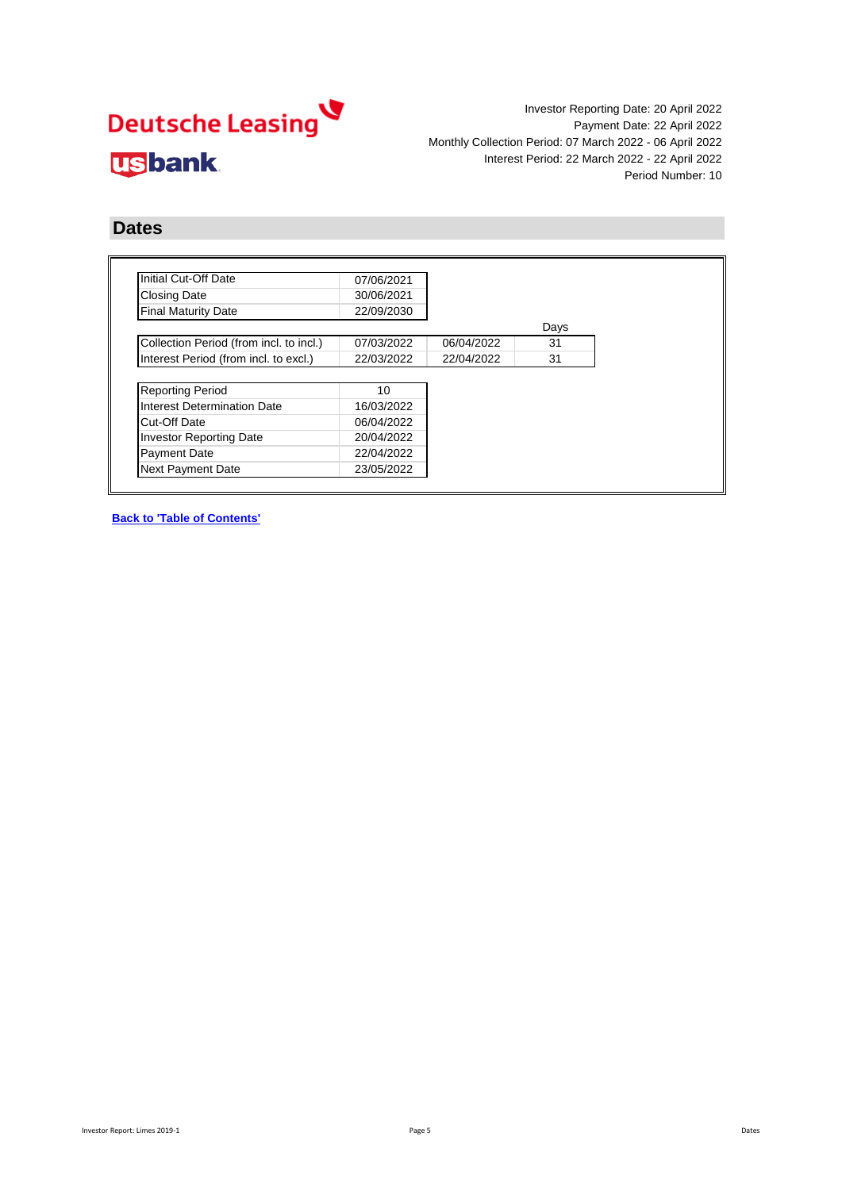Deutsche Leasing

usbank

Investor Reporting Date: 20 April 2022
Payment Date: 22 April 2022
Monthly Collection Period: 07 March 2022 - 06 April 2022
Interest Period: 22 March 2022 - 22 April 2022
Period Number: 10

## Dates

| | |
|---|---|
| Initial Cut-Off Date | 07/06/2021 |
| Closing Date | 30/06/2021 |
| Final Maturity Date | 22/09/2030 |

| | | | Days |
|---|---|---|---|
| Collection Period (from incl. to incl.) | 07/03/2022 | 06/04/2022 | 31 |
| Interest Period (from incl. to excl.) | 22/03/2022 | 22/04/2022 | 31 |

| | |
|---|---|
| Reporting Period | 10 |
| Interest Determination Date | 16/03/2022 |
| Cut-Off Date | 06/04/2022 |
| Investor Reporting Date | 20/04/2022 |
| Payment Date | 22/04/2022 |
| Next Payment Date | 23/05/2022 |

**Back to 'Table of Contents'**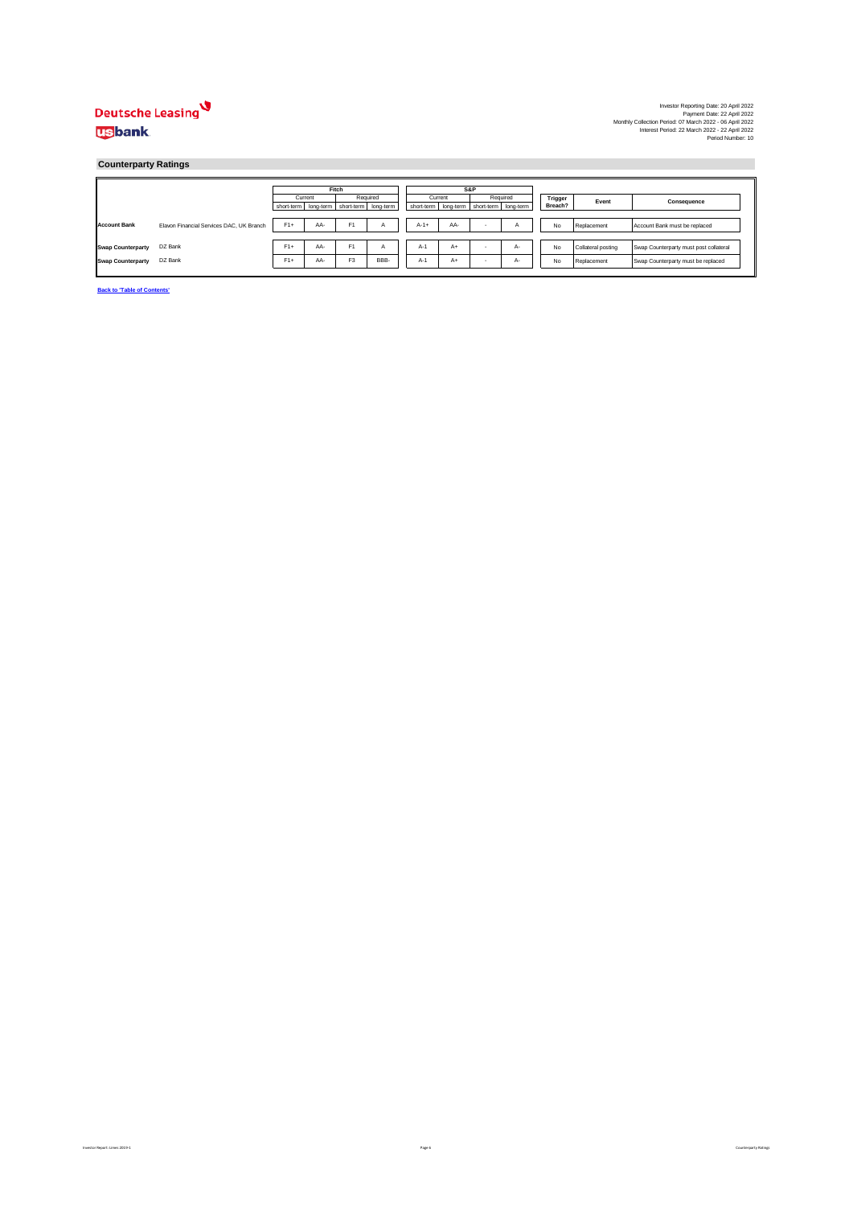Deutsche Leasing

usbank

Investor Reporting Date: 20 April 2022
Payment Date: 22 April 2022
Monthly Collection Period: 07 March 2022 - 06 April 2022
Interest Period: 22 March 2022 - 22 April 2022
Period Number: 10

## Counterparty Ratings

| | | Fitch | | | | S&P | | | | Trigger Breach? | Event | Consequence |
|---|---|---|---|---|---|---|---|---|---|---|---|---|
| | | Current | | Required | | Current | | Required | | | | |
| | | short-term | long-term | short-term | long-term | short-term | long-term | short-term | long-term | | | |
| **Account Bank** | Elavon Financial Services DAC, UK Branch | F1+ | AA- | F1 | A | A-1+ | AA- | - | A | No | Replacement | Account Bank must be replaced |
| **Swap Counterparty** | DZ Bank | F1+ | AA- | F1 | A | A-1 | A+ | - | A- | No | Collateral posting | Swap Counterparty must post collateral |
| **Swap Counterparty** | DZ Bank | F1+ | AA- | F3 | BBB- | A-1 | A+ | - | A- | No | Replacement | Swap Counterparty must be replaced |

**Back to 'Table of Contents'**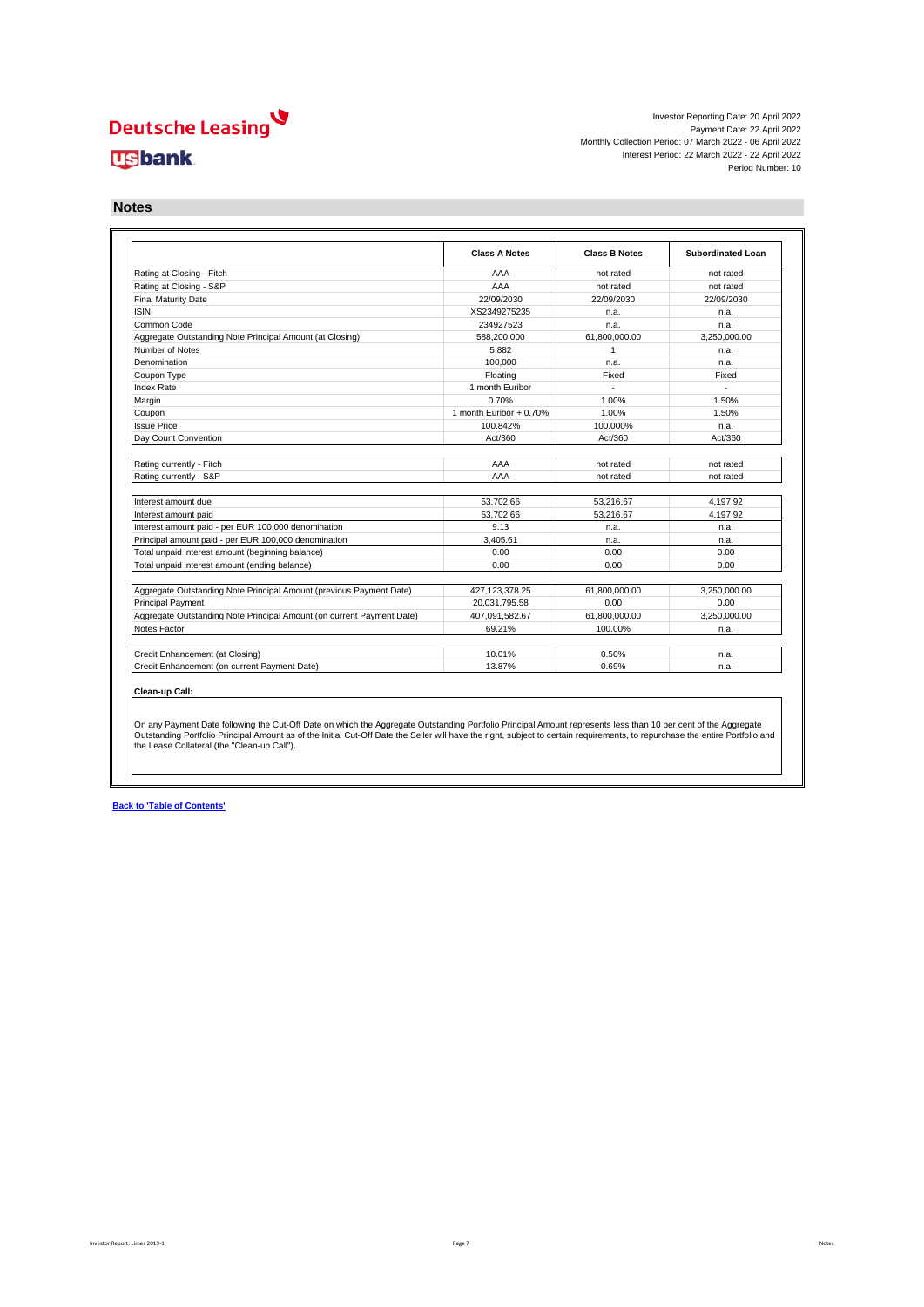Investor Reporting Date: 20 April 2022
Payment Date: 22 April 2022
Monthly Collection Period: 07 March 2022 - 06 April 2022
Interest Period: 22 March 2022 - 22 April 2022
Period Number: 10

## Notes

| | Class A Notes | Class B Notes | Subordinated Loan |
|---|---|---|---|
| Rating at Closing - Fitch | AAA | not rated | not rated |
| Rating at Closing - S&P | AAA | not rated | not rated |
| Final Maturity Date | 22/09/2030 | 22/09/2030 | 22/09/2030 |
| ISIN | XS2349275235 | n.a. | n.a. |
| Common Code | 234927523 | n.a. | n.a. |
| Aggregate Outstanding Note Principal Amount (at Closing) | 588,200,000 | 61,800,000.00 | 3,250,000.00 |
| Number of Notes | 5,882 | 1 | n.a. |
| Denomination | 100,000 | n.a. | n.a. |
| Coupon Type | Floating | Fixed | Fixed |
| Index Rate | 1 month Euribor | - | - |
| Margin | 0.70% | 1.00% | 1.50% |
| Coupon | 1 month Euribor + 0.70% | 1.00% | 1.50% |
| Issue Price | 100.842% | 100.000% | n.a. |
| Day Count Convention | Act/360 | Act/360 | Act/360 |

| | Class A Notes | Class B Notes | Subordinated Loan |
|---|---|---|---|
| Rating currently - Fitch | AAA | not rated | not rated |
| Rating currently - S&P | AAA | not rated | not rated |

| | Class A Notes | Class B Notes | Subordinated Loan |
|---|---|---|---|
| Interest amount due | 53,702.66 | 53,216.67 | 4,197.92 |
| Interest amount paid | 53,702.66 | 53,216.67 | 4,197.92 |
| Interest amount paid - per EUR 100,000 denomination | 9.13 | n.a. | n.a. |
| Principal amount paid - per EUR 100,000 denomination | 3,405.61 | n.a. | n.a. |
| Total unpaid interest amount (beginning balance) | 0.00 | 0.00 | 0.00 |
| Total unpaid interest amount (ending balance) | 0.00 | 0.00 | 0.00 |

| | Class A Notes | Class B Notes | Subordinated Loan |
|---|---|---|---|
| Aggregate Outstanding Note Principal Amount (previous Payment Date) | 427,123,378.25 | 61,800,000.00 | 3,250,000.00 |
| Principal Payment | 20,031,795.58 | 0.00 | 0.00 |
| Aggregate Outstanding Note Principal Amount (on current Payment Date) | 407,091,582.67 | 61,800,000.00 | 3,250,000.00 |
| Notes Factor | 69.21% | 100.00% | n.a. |

| | Class A Notes | Class B Notes | Subordinated Loan |
|---|---|---|---|
| Credit Enhancement (at Closing) | 10.01% | 0.50% | n.a. |
| Credit Enhancement (on current Payment Date) | 13.87% | 0.69% | n.a. |

**Clean-up Call:**

On any Payment Date following the Cut-Off Date on which the Aggregate Outstanding Portfolio Principal Amount represents less than 10 per cent of the Aggregate Outstanding Portfolio Principal Amount as of the Initial Cut-Off Date the Seller will have the right, subject to certain requirements, to repurchase the entire Portfolio and the Lease Collateral (the "Clean-up Call").

**Back to 'Table of Contents'**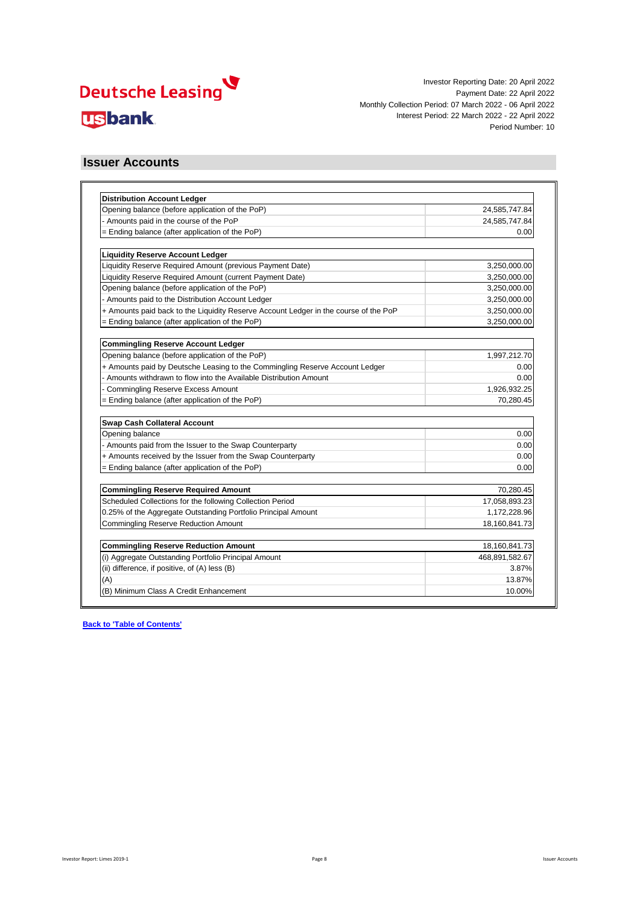Deutsche Leasing

usbank

Investor Reporting Date: 20 April 2022
Payment Date: 22 April 2022
Monthly Collection Period: 07 March 2022 - 06 April 2022
Interest Period: 22 March 2022 - 22 April 2022
Period Number: 10

## Issuer Accounts

| **Distribution Account Ledger** | |
|---|---|
| Opening balance (before application of the PoP) | 24,585,747.84 |
| - Amounts paid in the course of the PoP | 24,585,747.84 |
| = Ending balance (after application of the PoP) | 0.00 |

| **Liquidity Reserve Account Ledger** | |
|---|---|
| Liquidity Reserve Required Amount (previous Payment Date) | 3,250,000.00 |
| Liquidity Reserve Required Amount (current Payment Date) | 3,250,000.00 |
| Opening balance (before application of the PoP) | 3,250,000.00 |
| - Amounts paid to the Distribution Account Ledger | 3,250,000.00 |
| + Amounts paid back to the Liquidity Reserve Account Ledger in the course of the PoP | 3,250,000.00 |
| = Ending balance (after application of the PoP) | 3,250,000.00 |

| **Commingling Reserve Account Ledger** | |
|---|---|
| Opening balance (before application of the PoP) | 1,997,212.70 |
| + Amounts paid by Deutsche Leasing to the Commingling Reserve Account Ledger | 0.00 |
| - Amounts withdrawn to flow into the Available Distribution Amount | 0.00 |
| - Commingling Reserve Excess Amount | 1,926,932.25 |
| = Ending balance (after application of the PoP) | 70,280.45 |

| **Swap Cash Collateral Account** | |
|---|---|
| Opening balance | 0.00 |
| - Amounts paid from the Issuer to the Swap Counterparty | 0.00 |
| + Amounts received by the Issuer from the Swap Counterparty | 0.00 |
| = Ending balance (after application of the PoP) | 0.00 |

| **Commingling Reserve Required Amount** | 70,280.45 |
|---|---|
| Scheduled Collections for the following Collection Period | 17,058,893.23 |
| 0.25% of the Aggregate Outstanding Portfolio Principal Amount | 1,172,228.96 |
| Commingling Reserve Reduction Amount | 18,160,841.73 |

| **Commingling Reserve Reduction Amount** | 18,160,841.73 |
|---|---|
| (i) Aggregate Outstanding Portfolio Principal Amount | 468,891,582.67 |
| (ii) difference, if positive, of (A) less (B) | 3.87% |
| (A) | 13.87% |
| (B) Minimum Class A Credit Enhancement | 10.00% |

**Back to 'Table of Contents'**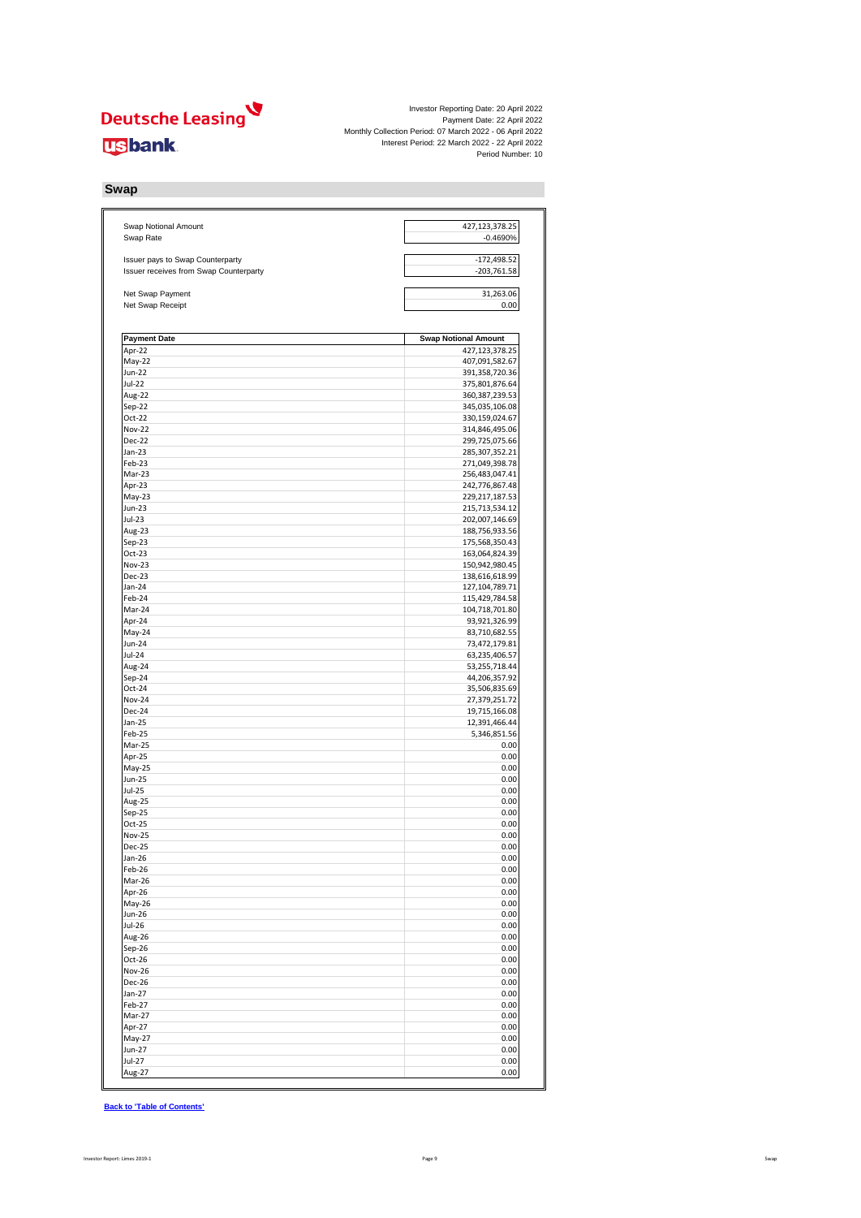Deutsche Leasing

usbank

Investor Reporting Date: 20 April 2022
Payment Date: 22 April 2022
Monthly Collection Period: 07 March 2022 - 06 April 2022
Interest Period: 22 March 2022 - 22 April 2022
Period Number: 10

## Swap

| | |
|---|---|
| Swap Notional Amount | 427,123,378.25 |
| Swap Rate | -0.4690% |
| | |
| Issuer pays to Swap Counterparty | -172,498.52 |
| Issuer receives from Swap Counterparty | -203,761.58 |
| | |
| Net Swap Payment | 31,263.06 |
| Net Swap Receipt | 0.00 |

| Payment Date | Swap Notional Amount |
|---|---|
| Apr-22 | 427,123,378.25 |
| May-22 | 407,091,582.67 |
| Jun-22 | 391,358,720.36 |
| Jul-22 | 375,801,876.64 |
| Aug-22 | 360,387,239.53 |
| Sep-22 | 345,035,106.08 |
| Oct-22 | 330,159,024.67 |
| Nov-22 | 314,846,495.06 |
| Dec-22 | 299,725,075.66 |
| Jan-23 | 285,307,352.21 |
| Feb-23 | 271,049,398.78 |
| Mar-23 | 256,483,047.41 |
| Apr-23 | 242,776,867.48 |
| May-23 | 229,217,187.53 |
| Jun-23 | 215,713,534.12 |
| Jul-23 | 202,007,146.69 |
| Aug-23 | 188,756,933.56 |
| Sep-23 | 175,568,350.43 |
| Oct-23 | 163,064,824.39 |
| Nov-23 | 150,942,980.45 |
| Dec-23 | 138,616,618.99 |
| Jan-24 | 127,104,789.71 |
| Feb-24 | 115,429,784.58 |
| Mar-24 | 104,718,701.80 |
| Apr-24 | 93,921,326.99 |
| May-24 | 83,710,682.55 |
| Jun-24 | 73,472,179.81 |
| Jul-24 | 63,235,406.57 |
| Aug-24 | 53,255,718.44 |
| Sep-24 | 44,206,357.92 |
| Oct-24 | 35,506,835.69 |
| Nov-24 | 27,379,251.72 |
| Dec-24 | 19,715,166.08 |
| Jan-25 | 12,391,466.44 |
| Feb-25 | 5,346,851.56 |
| Mar-25 | 0.00 |
| Apr-25 | 0.00 |
| May-25 | 0.00 |
| Jun-25 | 0.00 |
| Jul-25 | 0.00 |
| Aug-25 | 0.00 |
| Sep-25 | 0.00 |
| Oct-25 | 0.00 |
| Nov-25 | 0.00 |
| Dec-25 | 0.00 |
| Jan-26 | 0.00 |
| Feb-26 | 0.00 |
| Mar-26 | 0.00 |
| Apr-26 | 0.00 |
| May-26 | 0.00 |
| Jun-26 | 0.00 |
| Jul-26 | 0.00 |
| Aug-26 | 0.00 |
| Sep-26 | 0.00 |
| Oct-26 | 0.00 |
| Nov-26 | 0.00 |
| Dec-26 | 0.00 |
| Jan-27 | 0.00 |
| Feb-27 | 0.00 |
| Mar-27 | 0.00 |
| Apr-27 | 0.00 |
| May-27 | 0.00 |
| Jun-27 | 0.00 |
| Jul-27 | 0.00 |
| Aug-27 | 0.00 |

**Back to 'Table of Contents'**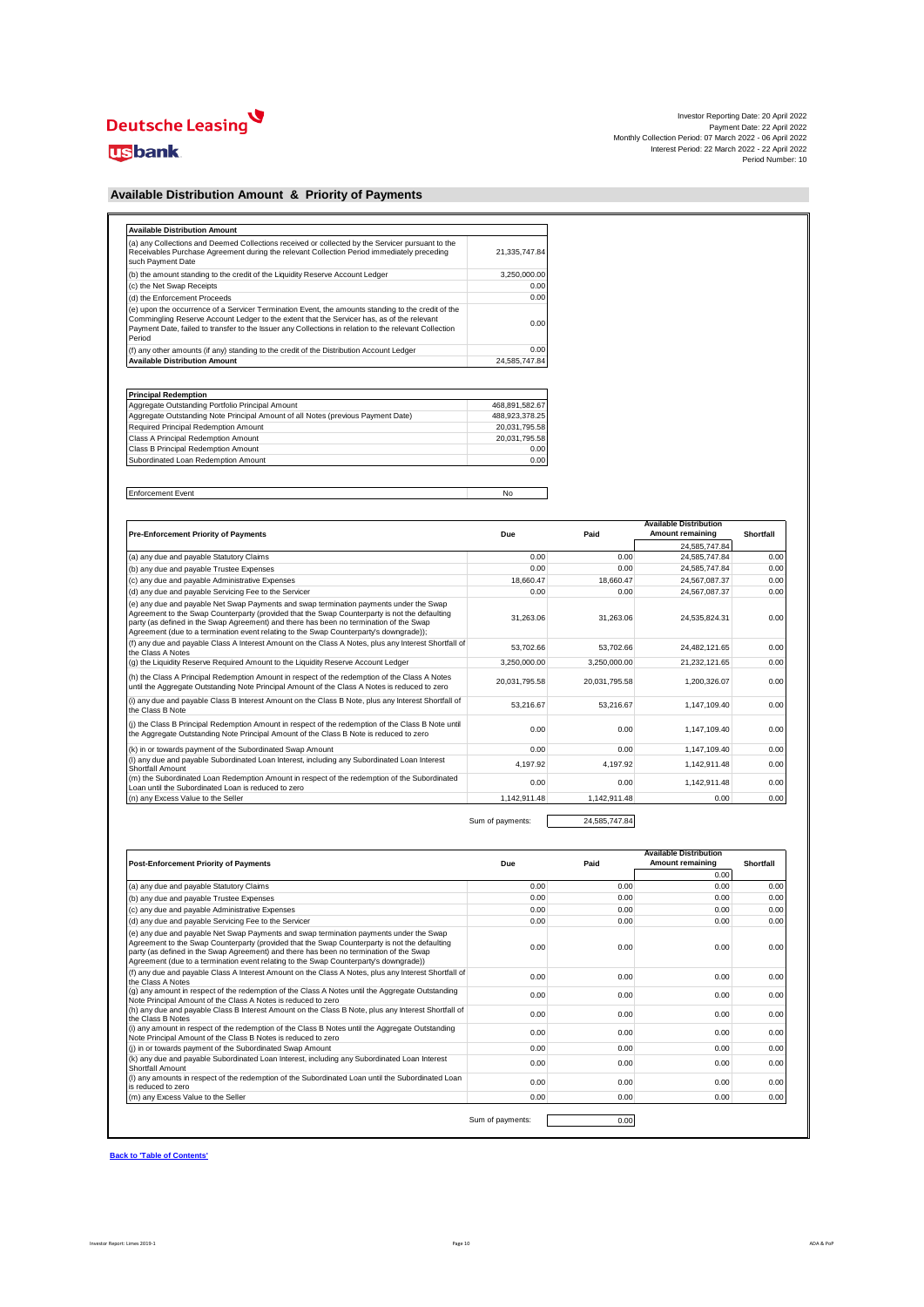Investor Reporting Date: 20 April 2022
Payment Date: 22 April 2022
Monthly Collection Period: 07 March 2022 - 06 April 2022
Interest Period: 22 March 2022 - 22 April 2022
Period Number: 10

## Available Distribution Amount & Priority of Payments

| Available Distribution Amount | |
|---|---|
| (a) any Collections and Deemed Collections received or collected by the Servicer pursuant to the Receivables Purchase Agreement during the relevant Collection Period immediately preceding such Payment Date | 21,335,747.84 |
| (b) the amount standing to the credit of the Liquidity Reserve Account Ledger | 3,250,000.00 |
| (c) the Net Swap Receipts | 0.00 |
| (d) the Enforcement Proceeds | 0.00 |
| (e) upon the occurrence of a Servicer Termination Event, the amounts standing to the credit of the Commingling Reserve Account Ledger to the extent that the Servicer has, as of the relevant Payment Date, failed to transfer to the Issuer any Collections in relation to the relevant Collection Period | 0.00 |
| (f) any other amounts (if any) standing to the credit of the Distribution Account Ledger | 0.00 |
| **Available Distribution Amount** | 24,585,747.84 |

| Principal Redemption | |
|---|---|
| Aggregate Outstanding Portfolio Principal Amount | 468,891,582.67 |
| Aggregate Outstanding Note Principal Amount of all Notes (previous Payment Date) | 488,923,378.25 |
| Required Principal Redemption Amount | 20,031,795.58 |
| Class A Principal Redemption Amount | 20,031,795.58 |
| Class B Principal Redemption Amount | 0.00 |
| Subordinated Loan Redemption Amount | 0.00 |

| | |
|---|---|
| Enforcement Event | No |

| Pre-Enforcement Priority of Payments | Due | Paid | Available Distribution Amount remaining | Shortfall |
|---|---|---|---|---|
| | | | 24,585,747.84 | |
| (a) any due and payable Statutory Claims | 0.00 | 0.00 | 24,585,747.84 | 0.00 |
| (b) any due and payable Trustee Expenses | 0.00 | 0.00 | 24,585,747.84 | 0.00 |
| (c) any due and payable Administrative Expenses | 18,660.47 | 18,660.47 | 24,567,087.37 | 0.00 |
| (d) any due and payable Servicing Fee to the Servicer | 0.00 | 0.00 | 24,567,087.37 | 0.00 |
| (e) any due and payable Net Swap Payments and swap termination payments under the Swap Agreement to the Swap Counterparty (provided that the Swap Counterparty is not the defaulting party (as defined in the Swap Agreement) and there has been no termination of the Swap Agreement (due to a termination event relating to the Swap Counterparty's downgrade)); | 31,263.06 | 31,263.06 | 24,535,824.31 | 0.00 |
| (f) any due and payable Class A Interest Amount on the Class A Notes, plus any Interest Shortfall of the Class A Notes | 53,702.66 | 53,702.66 | 24,482,121.65 | 0.00 |
| (g) the Liquidity Reserve Required Amount to the Liquidity Reserve Account Ledger | 3,250,000.00 | 3,250,000.00 | 21,232,121.65 | 0.00 |
| (h) the Class A Principal Redemption Amount in respect of the redemption of the Class A Notes until the Aggregate Outstanding Note Principal Amount of the Class A Notes is reduced to zero | 20,031,795.58 | 20,031,795.58 | 1,200,326.07 | 0.00 |
| (i) any due and payable Class B Interest Amount on the Class B Note, plus any Interest Shortfall of the Class B Note | 53,216.67 | 53,216.67 | 1,147,109.40 | 0.00 |
| (j) the Class B Principal Redemption Amount in respect of the redemption of the Class B Note until the Aggregate Outstanding Note Principal Amount of the Class B Note is reduced to zero | 0.00 | 0.00 | 1,147,109.40 | 0.00 |
| (k) in or towards payment of the Subordinated Swap Amount | 0.00 | 0.00 | 1,147,109.40 | 0.00 |
| (l) any due and payable Subordinated Loan Interest, including any Subordinated Loan Interest Shortfall Amount | 4,197.92 | 4,197.92 | 1,142,911.48 | 0.00 |
| (m) the Subordinated Loan Redemption Amount in respect of the redemption of the Subordinated Loan until the Subordinated Loan is reduced to zero | 0.00 | 0.00 | 1,142,911.48 | 0.00 |
| (n) any Excess Value to the Seller | 1,142,911.48 | 1,142,911.48 | 0.00 | 0.00 |

Sum of payments: 24,585,747.84

| Post-Enforcement Priority of Payments | Due | Paid | Available Distribution Amount remaining | Shortfall |
|---|---|---|---|---|
| | | | 0.00 | |
| (a) any due and payable Statutory Claims | 0.00 | 0.00 | 0.00 | 0.00 |
| (b) any due and payable Trustee Expenses | 0.00 | 0.00 | 0.00 | 0.00 |
| (c) any due and payable Administrative Expenses | 0.00 | 0.00 | 0.00 | 0.00 |
| (d) any due and payable Servicing Fee to the Servicer | 0.00 | 0.00 | 0.00 | 0.00 |
| (e) any due and payable Net Swap Payments and swap termination payments under the Swap Agreement to the Swap Counterparty (provided that the Swap Counterparty is not the defaulting party (as defined in the Swap Agreement) and there has been no termination of the Swap Agreement (due to a termination event relating to the Swap Counterparty's downgrade)) | 0.00 | 0.00 | 0.00 | 0.00 |
| (f) any due and payable Class A Interest Amount on the Class A Notes, plus any Interest Shortfall of the Class A Notes | 0.00 | 0.00 | 0.00 | 0.00 |
| (g) any amount in respect of the redemption of the Class A Notes until the Aggregate Outstanding Note Principal Amount of the Class A Notes is reduced to zero | 0.00 | 0.00 | 0.00 | 0.00 |
| (h) any due and payable Class B Interest Amount on the Class B Note, plus any Interest Shortfall of the Class B Notes | 0.00 | 0.00 | 0.00 | 0.00 |
| (i) any amount in respect of the redemption of the Class B Notes until the Aggregate Outstanding Note Principal Amount of the Class B Notes is reduced to zero | 0.00 | 0.00 | 0.00 | 0.00 |
| (j) in or towards payment of the Subordinated Swap Amount | 0.00 | 0.00 | 0.00 | 0.00 |
| (k) any due and payable Subordinated Loan Interest, including any Subordinated Loan Interest Shortfall Amount | 0.00 | 0.00 | 0.00 | 0.00 |
| (l) any amounts in respect of the redemption of the Subordinated Loan until the Subordinated Loan is reduced to zero | 0.00 | 0.00 | 0.00 | 0.00 |
| (m) any Excess Value to the Seller | 0.00 | 0.00 | 0.00 | 0.00 |

Sum of payments: 0.00

Back to 'Table of Contents'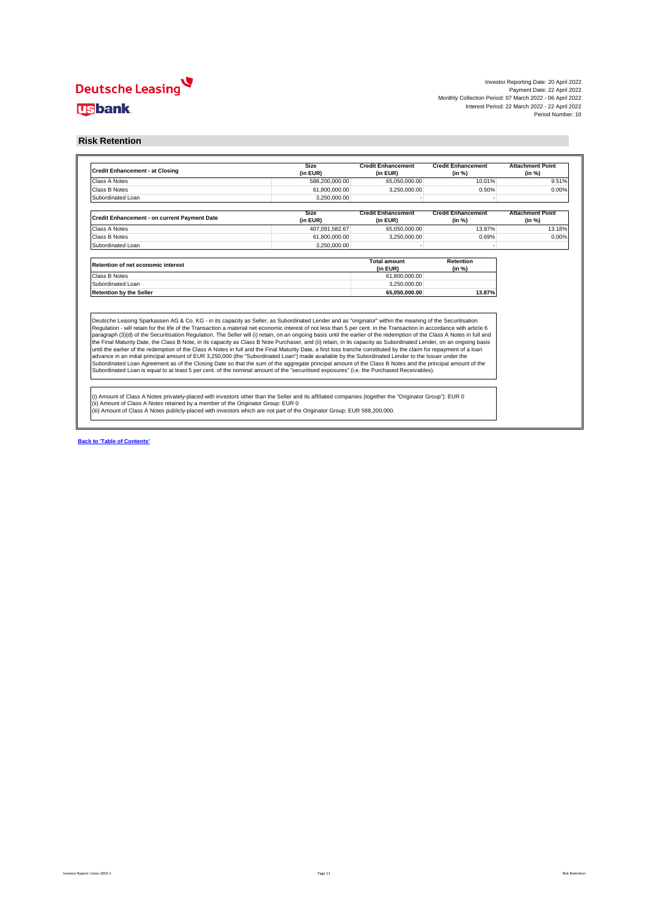Deutsche Leasing

usbank

Investor Reporting Date: 20 April 2022
Payment Date: 22 April 2022
Monthly Collection Period: 07 March 2022 - 06 April 2022
Interest Period: 22 March 2022 - 22 April 2022
Period Number: 10

## Risk Retention

| Credit Enhancement - at Closing | Size (in EUR) | Credit Enhancement (in EUR) | Credit Enhancement (in %) | Attachment Point (in %) |
|---|---|---|---|---|
| Class A Notes | 588,200,000.00 | 65,050,000.00 | 10.01% | 9.51% |
| Class B Notes | 61,800,000.00 | 3,250,000.00 | 0.50% | 0.00% |
| Subordinated Loan | 3,250,000.00 | - | - | |

| Credit Enhancement - on current Payment Date | Size (in EUR) | Credit Enhancement (in EUR) | Credit Enhancement (in %) | Attachment Point (in %) |
|---|---|---|---|---|
| Class A Notes | 407,091,582.67 | 65,050,000.00 | 13.87% | 13.18% |
| Class B Notes | 61,800,000.00 | 3,250,000.00 | 0.69% | 0.00% |
| Subordinated Loan | 3,250,000.00 | - | - | |

| Retention of net economic interest | Total amount (in EUR) | Retention (in %) |
|---|---|---|
| Class B Notes | 61,800,000.00 | |
| Subordinated Loan | 3,250,000.00 | |
| **Retention by the Seller** | **65,050,000.00** | **13.87%** |

Deutsche Leasing Sparkassen AG & Co. KG - in its capacity as Seller, as Subordinated Lender and as "originator" within the meaning of the Securitisation Regulation - will retain for the life of the Transaction a material net economic interest of not less than 5 per cent. in the Transaction in accordance with article 6 paragraph (3)(d) of the Securitisation Regulation. The Seller will (i) retain, on an ongoing basis until the earlier of the redemption of the Class A Notes in full and the Final Maturity Date, the Class B Note, in its capacity as Class B Note Purchaser, and (ii) retain, in its capacity as Subordinated Lender, on an ongoing basis until the earlier of the redemption of the Class A Notes in full and the Final Maturity Date, a first loss tranche constituted by the claim for repayment of a loan advance in an initial principal amount of EUR 3,250,000 (the "Subordinated Loan") made available by the Subordinated Lender to the Issuer under the Subordinated Loan Agreement as of the Closing Date so that the sum of the aggregate principal amount of the Class B Notes and the principal amount of the Subordinated Loan is equal to at least 5 per cent. of the nominal amount of the "securitised exposures" (i.e. the Purchased Receivables).

(i) Amount of Class A Notes privately-placed with investors other than the Seller and its affiliated companies (together the "Originator Group"): EUR 0
(ii) Amount of Class A Notes retained by a member of the Originator Group: EUR 0
(iii) Amount of Class A Notes publicly-placed with investors which are not part of the Originator Group: EUR 588,200,000.

**Back to 'Table of Contents'**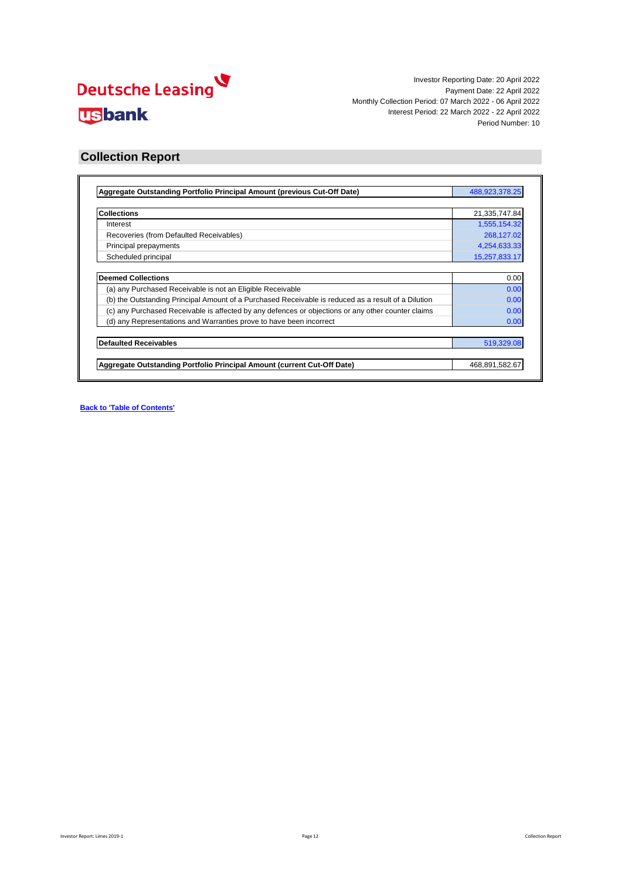Deutsche Leasing

usbank

Investor Reporting Date: 20 April 2022
Payment Date: 22 April 2022
Monthly Collection Period: 07 March 2022 - 06 April 2022
Interest Period: 22 March 2022 - 22 April 2022
Period Number: 10

## Collection Report

| | |
|---|---|
| **Aggregate Outstanding Portfolio Principal Amount (previous Cut-Off Date)** | 488,923,378.25 |
| | |
| **Collections** | 21,335,747.84 |
| Interest | 1,555,154.32 |
| Recoveries (from Defaulted Receivables) | 268,127.02 |
| Principal prepayments | 4,254,633.33 |
| Scheduled principal | 15,257,833.17 |
| | |
| **Deemed Collections** | 0.00 |
| (a) any Purchased Receivable is not an Eligible Receivable | 0.00 |
| (b) the Outstanding Principal Amount of a Purchased Receivable is reduced as a result of a Dilution | 0.00 |
| (c) any Purchased Receivable is affected by any defences or objections or any other counter claims | 0.00 |
| (d) any Representations and Warranties prove to have been incorrect | 0.00 |
| | |
| **Defaulted Receivables** | 519,329.08 |
| | |
| **Aggregate Outstanding Portfolio Principal Amount (current Cut-Off Date)** | 468,891,582.67 |

**Back to 'Table of Contents'**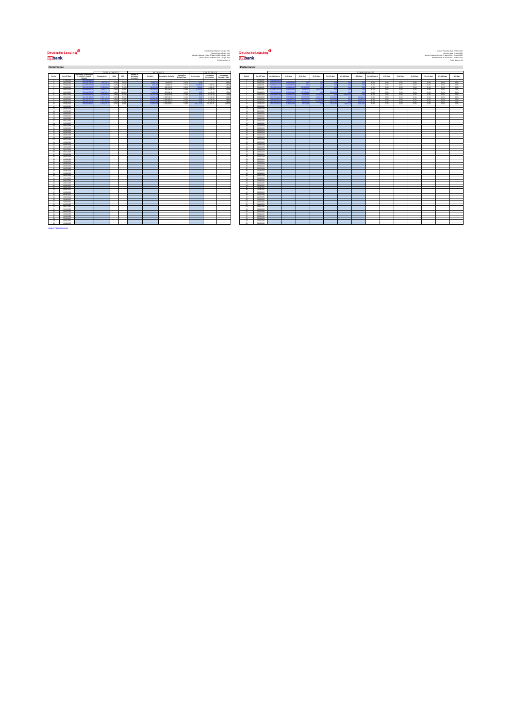Deutsche Leasing

usbank

Investor Reporting Date: 20 April 2022
Payment Date: 25 April 2022
Monthly Collection Period: 01 March 2022 - 31 March 2022
Interest Period: 25 March 2022 - 25 April 2022
Period Number: 10

## Performance

Back to Table of Contents

Deutsche Leasing

usbank

Investor Reporting Date: 20 April 2022
Payment Date: 25 April 2022
Monthly Collection Period: 01 March 2022 - 31 March 2022
Interest Period: 25 March 2022 - 25 April 2022
Period Number: 10

## Performance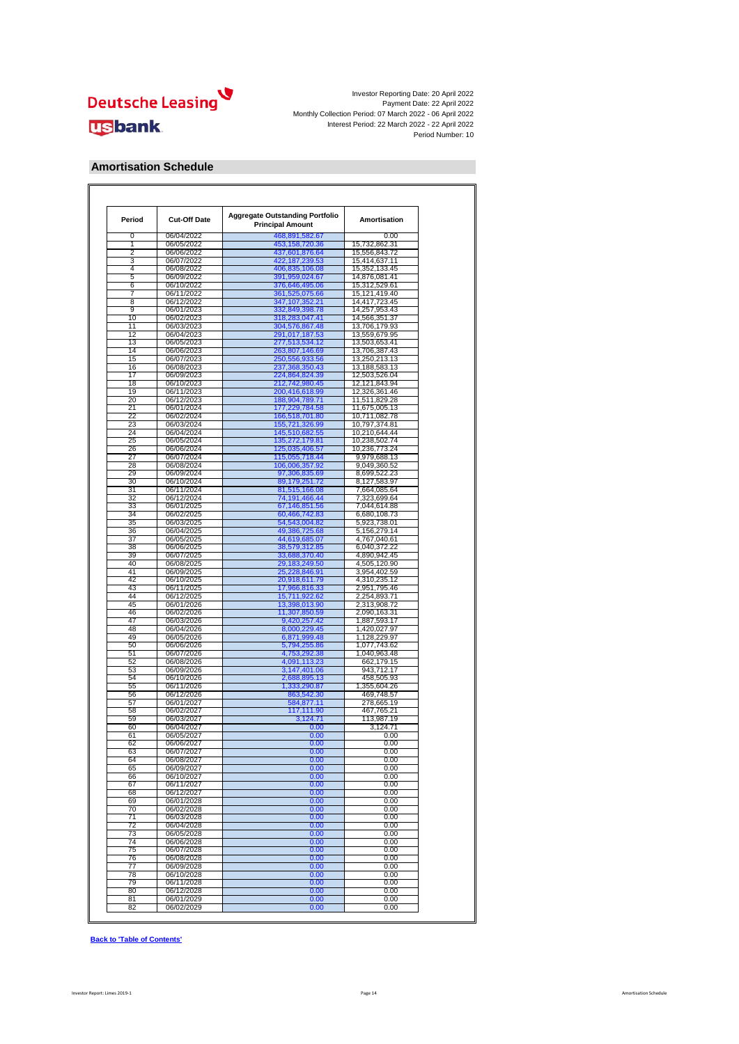Deutsche Leasing

usbank

Investor Reporting Date: 20 April 2022
Payment Date: 22 April 2022
Monthly Collection Period: 07 March 2022 - 06 April 2022
Interest Period: 22 March 2022 - 22 April 2022
Period Number: 10

## Amortisation Schedule

| Period | Cut-Off Date | Aggregate Outstanding Portfolio Principal Amount | Amortisation |
|---|---|---|---|
| 0 | 06/04/2022 | 468,891,582.67 | 0.00 |
| 1 | 06/05/2022 | 453,158,720.36 | 15,732,862.31 |
| 2 | 06/06/2022 | 437,601,876.64 | 15,556,843.72 |
| 3 | 06/07/2022 | 422,187,239.53 | 15,414,637.11 |
| 4 | 06/08/2022 | 406,835,106.08 | 15,352,133.45 |
| 5 | 06/09/2022 | 391,959,024.67 | 14,876,081.41 |
| 6 | 06/10/2022 | 376,646,495.06 | 15,312,529.61 |
| 7 | 06/11/2022 | 361,525,075.66 | 15,121,419.40 |
| 8 | 06/12/2022 | 347,107,352.21 | 14,417,723.45 |
| 9 | 06/01/2023 | 332,849,398.78 | 14,257,953.43 |
| 10 | 06/02/2023 | 318,283,047.41 | 14,566,351.37 |
| 11 | 06/03/2023 | 304,576,867.48 | 13,706,179.93 |
| 12 | 06/04/2023 | 291,017,187.53 | 13,559,679.95 |
| 13 | 06/05/2023 | 277,513,534.12 | 13,503,653.41 |
| 14 | 06/06/2023 | 263,807,146.69 | 13,706,387.43 |
| 15 | 06/07/2023 | 250,556,933.56 | 13,250,213.13 |
| 16 | 06/08/2023 | 237,368,350.43 | 13,188,583.13 |
| 17 | 06/09/2023 | 224,864,824.39 | 12,503,526.04 |
| 18 | 06/10/2023 | 212,742,980.45 | 12,121,843.94 |
| 19 | 06/11/2023 | 200,416,618.99 | 12,326,361.46 |
| 20 | 06/12/2023 | 188,904,789.71 | 11,511,829.28 |
| 21 | 06/01/2024 | 177,229,784.58 | 11,675,005.13 |
| 22 | 06/02/2024 | 166,518,701.80 | 10,711,082.78 |
| 23 | 06/03/2024 | 155,721,326.99 | 10,797,374.81 |
| 24 | 06/04/2024 | 145,510,682.55 | 10,210,644.44 |
| 25 | 06/05/2024 | 135,272,179.81 | 10,238,502.74 |
| 26 | 06/06/2024 | 125,035,406.57 | 10,236,773.24 |
| 27 | 06/07/2024 | 115,055,718.44 | 9,979,688.13 |
| 28 | 06/08/2024 | 106,006,357.92 | 9,049,360.52 |
| 29 | 06/09/2024 | 97,306,835.69 | 8,699,522.23 |
| 30 | 06/10/2024 | 89,179,251.72 | 8,127,583.97 |
| 31 | 06/11/2024 | 81,515,166.08 | 7,664,085.64 |
| 32 | 06/12/2024 | 74,191,466.44 | 7,323,699.64 |
| 33 | 06/01/2025 | 67,146,851.56 | 7,044,614.88 |
| 34 | 06/02/2025 | 60,466,742.83 | 6,680,108.73 |
| 35 | 06/03/2025 | 54,543,004.82 | 5,923,738.01 |
| 36 | 06/04/2025 | 49,386,725.68 | 5,156,279.14 |
| 37 | 06/05/2025 | 44,619,685.07 | 4,767,040.61 |
| 38 | 06/06/2025 | 38,579,312.85 | 6,040,372.22 |
| 39 | 06/07/2025 | 33,688,370.40 | 4,890,942.45 |
| 40 | 06/08/2025 | 29,183,249.50 | 4,505,120.90 |
| 41 | 06/09/2025 | 25,228,846.91 | 3,954,402.59 |
| 42 | 06/10/2025 | 20,918,611.79 | 4,310,235.12 |
| 43 | 06/11/2025 | 17,966,816.33 | 2,951,795.46 |
| 44 | 06/12/2025 | 15,711,922.62 | 2,254,893.71 |
| 45 | 06/01/2026 | 13,398,013.90 | 2,313,908.72 |
| 46 | 06/02/2026 | 11,307,850.59 | 2,090,163.31 |
| 47 | 06/03/2026 | 9,420,257.42 | 1,887,593.17 |
| 48 | 06/04/2026 | 8,000,229.45 | 1,420,027.97 |
| 49 | 06/05/2026 | 6,871,999.48 | 1,128,229.97 |
| 50 | 06/06/2026 | 5,794,255.86 | 1,077,743.62 |
| 51 | 06/07/2026 | 4,753,292.38 | 1,040,963.48 |
| 52 | 06/08/2026 | 4,091,113.23 | 662,179.15 |
| 53 | 06/09/2026 | 3,147,401.06 | 943,712.17 |
| 54 | 06/10/2026 | 2,688,895.13 | 458,505.93 |
| 55 | 06/11/2026 | 1,333,290.87 | 1,355,604.26 |
| 56 | 06/12/2026 | 863,542.30 | 469,748.57 |
| 57 | 06/01/2027 | 584,877.11 | 278,665.19 |
| 58 | 06/02/2027 | 117,111.90 | 467,765.21 |
| 59 | 06/03/2027 | 3,124.71 | 113,987.19 |
| 60 | 06/04/2027 | 0.00 | 3,124.71 |
| 61 | 06/05/2027 | 0.00 | 0.00 |
| 62 | 06/06/2027 | 0.00 | 0.00 |
| 63 | 06/07/2027 | 0.00 | 0.00 |
| 64 | 06/08/2027 | 0.00 | 0.00 |
| 65 | 06/09/2027 | 0.00 | 0.00 |
| 66 | 06/10/2027 | 0.00 | 0.00 |
| 67 | 06/11/2027 | 0.00 | 0.00 |
| 68 | 06/12/2027 | 0.00 | 0.00 |
| 69 | 06/01/2028 | 0.00 | 0.00 |
| 70 | 06/02/2028 | 0.00 | 0.00 |
| 71 | 06/03/2028 | 0.00 | 0.00 |
| 72 | 06/04/2028 | 0.00 | 0.00 |
| 73 | 06/05/2028 | 0.00 | 0.00 |
| 74 | 06/06/2028 | 0.00 | 0.00 |
| 75 | 06/07/2028 | 0.00 | 0.00 |
| 76 | 06/08/2028 | 0.00 | 0.00 |
| 77 | 06/09/2028 | 0.00 | 0.00 |
| 78 | 06/10/2028 | 0.00 | 0.00 |
| 79 | 06/11/2028 | 0.00 | 0.00 |
| 80 | 06/12/2028 | 0.00 | 0.00 |
| 81 | 06/01/2029 | 0.00 | 0.00 |
| 82 | 06/02/2029 | 0.00 | 0.00 |

**Back to 'Table of Contents'**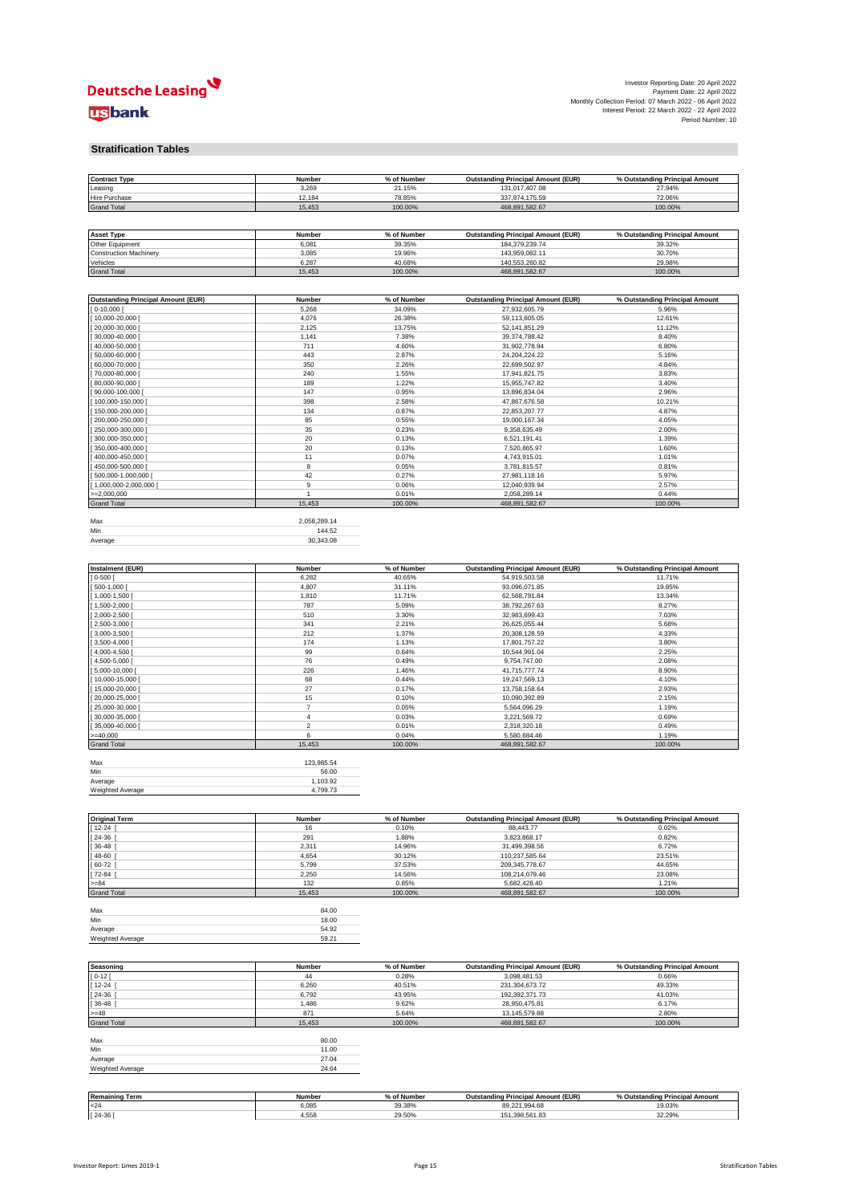Investor Reporting Date: 20 April 2022
Payment Date: 22 April 2022
Monthly Collection Period: 07 March 2022 - 06 April 2022
Interest Period: 22 March 2022 - 22 April 2022
Period Number: 10

## Stratification Tables

| Contract Type | Number | % of Number | Outstanding Principal Amount (EUR) | % Outstanding Principal Amount |
|---|---|---|---|---|
| Leasing | 3,269 | 21.15% | 131,017,407.08 | 27.94% |
| Hire Purchase | 12,184 | 78.85% | 337,874,175.59 | 72.06% |
| Grand Total | 15,453 | 100.00% | 468,891,582.67 | 100.00% |

| Asset Type | Number | % of Number | Outstanding Principal Amount (EUR) | % Outstanding Principal Amount |
|---|---|---|---|---|
| Other Equipment | 6,081 | 39.35% | 184,379,239.74 | 39.32% |
| Construction Machinery | 3,085 | 19.96% | 143,959,082.11 | 30.70% |
| Vehicles | 6,287 | 40.68% | 140,553,260.82 | 29.98% |
| Grand Total | 15,453 | 100.00% | 468,891,582.67 | 100.00% |

| Outstanding Principal Amount (EUR) | Number | % of Number | Outstanding Principal Amount (EUR) | % Outstanding Principal Amount |
|---|---|---|---|---|
| [ 0-10,000 [ | 5,268 | 34.09% | 27,932,605.79 | 5.96% |
| [ 10,000-20,000 [ | 4,076 | 26.38% | 59,113,605.05 | 12.61% |
| [ 20,000-30,000 [ | 2,125 | 13.75% | 52,141,851.29 | 11.12% |
| [ 30,000-40,000 [ | 1,141 | 7.38% | 39,374,788.42 | 8.40% |
| [ 40,000-50,000 [ | 711 | 4.60% | 31,902,778.94 | 6.80% |
| [ 50,000-60,000 [ | 443 | 2.87% | 24,204,224.22 | 5.16% |
| [ 60,000-70,000 [ | 350 | 2.26% | 22,699,502.97 | 4.84% |
| [ 70,000-80,000 [ | 240 | 1.55% | 17,941,821.75 | 3.83% |
| [ 80,000-90,000 [ | 189 | 1.22% | 15,955,747.82 | 3.40% |
| [ 90,000-100,000 [ | 147 | 0.95% | 13,896,834.04 | 2.96% |
| [ 100,000-150,000 [ | 398 | 2.58% | 47,867,676.58 | 10.21% |
| [ 150,000-200,000 [ | 134 | 0.87% | 22,853,207.77 | 4.87% |
| [ 200,000-250,000 [ | 85 | 0.55% | 19,000,167.34 | 4.05% |
| [ 250,000-300,000 [ | 35 | 0.23% | 9,358,635.49 | 2.00% |
| [ 300,000-350,000 [ | 20 | 0.13% | 6,521,191.41 | 1.39% |
| [ 350,000-400,000 [ | 20 | 0.13% | 7,520,865.97 | 1.60% |
| [ 400,000-450,000 [ | 11 | 0.07% | 4,743,915.01 | 1.01% |
| [ 450,000-500,000 [ | 8 | 0.05% | 3,781,815.57 | 0.81% |
| [ 500,000-1,000,000 [ | 42 | 0.27% | 27,981,118.16 | 5.97% |
| [ 1,000,000-2,000,000 [ | 9 | 0.06% | 12,040,939.94 | 2.57% |
| >=2,000,000 | 1 | 0.01% | 2,058,289.14 | 0.44% |
| Grand Total | 15,453 | 100.00% | 468,891,582.67 | 100.00% |

| | |
|---|---|
| Max | 2,058,289.14 |
| Min | 144.52 |
| Average | 30,343.08 |

| Instalment (EUR) | Number | % of Number | Outstanding Principal Amount (EUR) | % Outstanding Principal Amount |
|---|---|---|---|---|
| ] 0-500 [ | 6,282 | 40.65% | 54,919,503.58 | 11.71% |
| [ 500-1,000 [ | 4,807 | 31.11% | 93,096,071.85 | 19.85% |
| [ 1,000-1,500 [ | 1,810 | 11.71% | 62,568,791.84 | 13.34% |
| [ 1,500-2,000 [ | 787 | 5.09% | 38,792,267.63 | 8.27% |
| [ 2,000-2,500 [ | 510 | 3.30% | 32,983,699.43 | 7.03% |
| [ 2,500-3,000 [ | 341 | 2.21% | 26,625,055.44 | 5.68% |
| [ 3,000-3,500 [ | 212 | 1.37% | 20,308,128.59 | 4.33% |
| [ 3,500-4,000 [ | 174 | 1.13% | 17,801,757.22 | 3.80% |
| [ 4,000-4,500 [ | 99 | 0.64% | 10,544,991.04 | 2.25% |
| [ 4,500-5,000 [ | 76 | 0.49% | 9,754,747.00 | 2.08% |
| [ 5,000-10,000 [ | 226 | 1.46% | 41,715,777.74 | 8.90% |
| [ 10,000-15,000 [ | 68 | 0.44% | 19,247,569.13 | 4.10% |
| [ 15,000-20,000 [ | 27 | 0.17% | 13,758,158.64 | 2.93% |
| [ 20,000-25,000 [ | 15 | 0.10% | 10,090,392.89 | 2.15% |
| [ 25,000-30,000 [ | 7 | 0.05% | 5,564,096.29 | 1.19% |
| [ 30,000-35,000 [ | 4 | 0.03% | 3,221,569.72 | 0.69% |
| [ 35,000-40,000 [ | 2 | 0.01% | 2,318,320.18 | 0.49% |
| >=40,000 | 6 | 0.04% | 5,580,684.46 | 1.19% |
| Grand Total | 15,453 | 100.00% | 468,891,582.67 | 100.00% |

| | |
|---|---|
| Max | 123,985.54 |
| Min | 56.00 |
| Average | 1,103.92 |
| Weighted Average | 4,799.73 |

| Original Term | Number | % of Number | Outstanding Principal Amount (EUR) | % Outstanding Principal Amount |
|---|---|---|---|---|
| [ 12-24 [ | 16 | 0.10% | 88,443.77 | 0.02% |
| [ 24-36 [ | 291 | 1.88% | 3,823,868.17 | 0.82% |
| [ 36-48 [ | 2,311 | 14.96% | 31,499,398.56 | 6.72% |
| [ 48-60 [ | 4,654 | 30.12% | 110,237,585.64 | 23.51% |
| [ 60-72 [ | 5,799 | 37.53% | 209,345,778.67 | 44.65% |
| [ 72-84 [ | 2,250 | 14.56% | 108,214,079.46 | 23.08% |
| >=84 | 132 | 0.85% | 5,682,428.40 | 1.21% |
| Grand Total | 15,453 | 100.00% | 468,891,582.67 | 100.00% |

| | |
|---|---|
| Max | 84.00 |
| Min | 18.00 |
| Average | 54.92 |
| Weighted Average | 59.21 |

| Seasoning | Number | % of Number | Outstanding Principal Amount (EUR) | % Outstanding Principal Amount |
|---|---|---|---|---|
| [ 0-12 [ | 44 | 0.28% | 3,098,481.53 | 0.66% |
| [ 12-24 [ | 6,260 | 40.51% | 231,304,673.72 | 49.33% |
| [ 24-36 [ | 6,792 | 43.95% | 192,392,371.73 | 41.03% |
| [ 36-48 [ | 1,486 | 9.62% | 28,950,475.81 | 6.17% |
| >=48 | 871 | 5.64% | 13,145,579.88 | 2.80% |
| Grand Total | 15,453 | 100.00% | 468,891,582.67 | 100.00% |

| | |
|---|---|
| Max | 80.00 |
| Min | 11.00 |
| Average | 27.04 |
| Weighted Average | 24.64 |

| Remaining Term | Number | % of Number | Outstanding Principal Amount (EUR) | % Outstanding Principal Amount |
|---|---|---|---|---|
| <24 | 6,085 | 39.38% | 89,221,994.68 | 19.03% |
| [ 24-36 [ | 4,558 | 29.50% | 151,398,561.83 | 32.29% |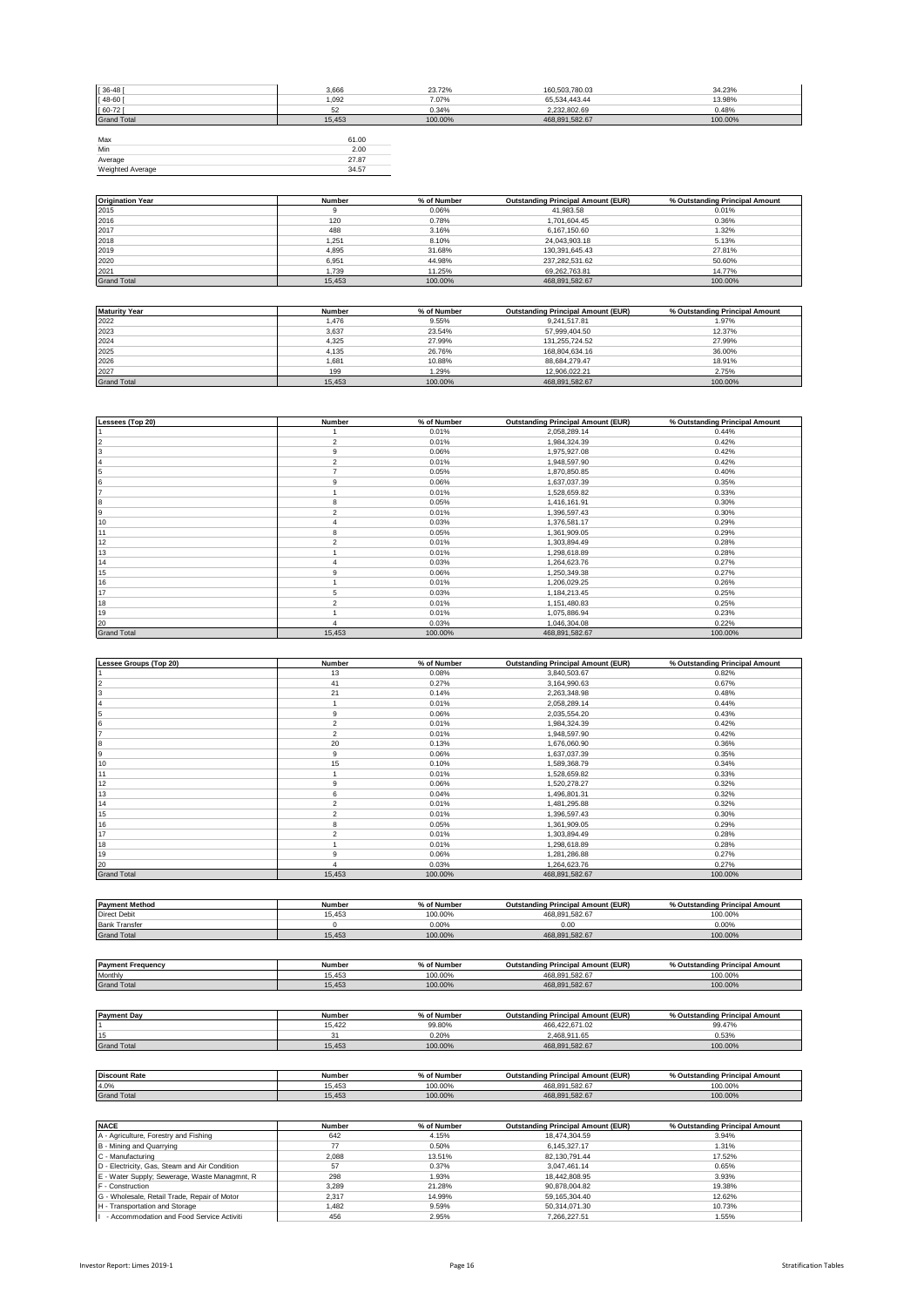| | | | | |
|---|---|---|---|---|
| [ 36-48 [ | 3,666 | 23.72% | 160,503,780.03 | 34.23% |
| [ 48-60 [ | 1,092 | 7.07% | 65,534,443.44 | 13.98% |
| [ 60-72 [ | 52 | 0.34% | 2,232,802.69 | 0.48% |
| Grand Total | 15,453 | 100.00% | 468,891,582.67 | 100.00% |

| | |
|---|---|
| Max | 61.00 |
| Min | 2.00 |
| Average | 27.87 |
| Weighted Average | 34.57 |

| Origination Year | Number | % of Number | Outstanding Principal Amount (EUR) | % Outstanding Principal Amount |
|---|---|---|---|---|
| 2015 | 9 | 0.06% | 41,983.58 | 0.01% |
| 2016 | 120 | 0.78% | 1,701,604.45 | 0.36% |
| 2017 | 488 | 3.16% | 6,167,150.60 | 1.32% |
| 2018 | 1,251 | 8.10% | 24,043,903.18 | 5.13% |
| 2019 | 4,895 | 31.68% | 130,391,645.43 | 27.81% |
| 2020 | 6,951 | 44.98% | 237,282,531.62 | 50.60% |
| 2021 | 1,739 | 11.25% | 69,262,763.81 | 14.77% |
| Grand Total | 15,453 | 100.00% | 468,891,582.67 | 100.00% |

| Maturity Year | Number | % of Number | Outstanding Principal Amount (EUR) | % Outstanding Principal Amount |
|---|---|---|---|---|
| 2022 | 1,476 | 9.55% | 9,241,517.81 | 1.97% |
| 2023 | 3,637 | 23.54% | 57,999,404.50 | 12.37% |
| 2024 | 4,325 | 27.99% | 131,255,724.52 | 27.99% |
| 2025 | 4,135 | 26.76% | 168,804,634.16 | 36.00% |
| 2026 | 1,681 | 10.88% | 88,684,279.47 | 18.91% |
| 2027 | 199 | 1.29% | 12,906,022.21 | 2.75% |
| Grand Total | 15,453 | 100.00% | 468,891,582.67 | 100.00% |

| Lessees (Top 20) | Number | % of Number | Outstanding Principal Amount (EUR) | % Outstanding Principal Amount |
|---|---|---|---|---|
| 1 | 1 | 0.01% | 2,058,289.14 | 0.44% |
| 2 | 2 | 0.01% | 1,984,324.39 | 0.42% |
| 3 | 9 | 0.06% | 1,975,927.08 | 0.42% |
| 4 | 2 | 0.01% | 1,948,597.90 | 0.42% |
| 5 | 7 | 0.05% | 1,870,850.85 | 0.40% |
| 6 | 9 | 0.06% | 1,637,037.39 | 0.35% |
| 7 | 1 | 0.01% | 1,528,659.82 | 0.33% |
| 8 | 8 | 0.05% | 1,416,161.91 | 0.30% |
| 9 | 2 | 0.01% | 1,396,597.43 | 0.30% |
| 10 | 4 | 0.03% | 1,376,581.17 | 0.29% |
| 11 | 8 | 0.05% | 1,361,909.05 | 0.29% |
| 12 | 2 | 0.01% | 1,303,894.49 | 0.28% |
| 13 | 1 | 0.01% | 1,298,618.89 | 0.28% |
| 14 | 4 | 0.03% | 1,264,623.76 | 0.27% |
| 15 | 9 | 0.06% | 1,250,349.38 | 0.27% |
| 16 | 1 | 0.01% | 1,206,029.25 | 0.26% |
| 17 | 5 | 0.03% | 1,184,213.45 | 0.25% |
| 18 | 2 | 0.01% | 1,151,480.83 | 0.25% |
| 19 | 1 | 0.01% | 1,075,886.94 | 0.23% |
| 20 | 4 | 0.03% | 1,046,304.08 | 0.22% |
| Grand Total | 15,453 | 100.00% | 468,891,582.67 | 100.00% |

| Lessee Groups (Top 20) | Number | % of Number | Outstanding Principal Amount (EUR) | % Outstanding Principal Amount |
|---|---|---|---|---|
| 1 | 13 | 0.08% | 3,840,503.67 | 0.82% |
| 2 | 41 | 0.27% | 3,164,990.63 | 0.67% |
| 3 | 21 | 0.14% | 2,263,348.98 | 0.48% |
| 4 | 1 | 0.01% | 2,058,289.14 | 0.44% |
| 5 | 9 | 0.06% | 2,035,554.20 | 0.43% |
| 6 | 2 | 0.01% | 1,984,324.39 | 0.42% |
| 7 | 2 | 0.01% | 1,948,597.90 | 0.42% |
| 8 | 20 | 0.13% | 1,676,060.90 | 0.36% |
| 9 | 9 | 0.06% | 1,637,037.39 | 0.35% |
| 10 | 15 | 0.10% | 1,589,368.79 | 0.34% |
| 11 | 1 | 0.01% | 1,528,659.82 | 0.33% |
| 12 | 9 | 0.06% | 1,520,278.27 | 0.32% |
| 13 | 6 | 0.04% | 1,496,801.31 | 0.32% |
| 14 | 2 | 0.01% | 1,481,295.88 | 0.32% |
| 15 | 2 | 0.01% | 1,396,597.43 | 0.30% |
| 16 | 8 | 0.05% | 1,361,909.05 | 0.29% |
| 17 | 2 | 0.01% | 1,303,894.49 | 0.28% |
| 18 | 1 | 0.01% | 1,298,618.89 | 0.28% |
| 19 | 9 | 0.06% | 1,281,286.88 | 0.27% |
| 20 | 4 | 0.03% | 1,264,623.76 | 0.27% |
| Grand Total | 15,453 | 100.00% | 468,891,582.67 | 100.00% |

| Payment Method | Number | % of Number | Outstanding Principal Amount (EUR) | % Outstanding Principal Amount |
|---|---|---|---|---|
| Direct Debit | 15,453 | 100.00% | 468,891,582.67 | 100.00% |
| Bank Transfer | 0 | 0.00% | 0.00 | 0.00% |
| Grand Total | 15,453 | 100.00% | 468,891,582.67 | 100.00% |

| Payment Frequency | Number | % of Number | Outstanding Principal Amount (EUR) | % Outstanding Principal Amount |
|---|---|---|---|---|
| Monthly | 15,453 | 100.00% | 468,891,582.67 | 100.00% |
| Grand Total | 15,453 | 100.00% | 468,891,582.67 | 100.00% |

| Payment Day | Number | % of Number | Outstanding Principal Amount (EUR) | % Outstanding Principal Amount |
|---|---|---|---|---|
| 1 | 15,422 | 99.80% | 466,422,671.02 | 99.47% |
| 15 | 31 | 0.20% | 2,468,911.65 | 0.53% |
| Grand Total | 15,453 | 100.00% | 468,891,582.67 | 100.00% |

| Discount Rate | Number | % of Number | Outstanding Principal Amount (EUR) | % Outstanding Principal Amount |
|---|---|---|---|---|
| 4.0% | 15,453 | 100.00% | 468,891,582.67 | 100.00% |
| Grand Total | 15,453 | 100.00% | 468,891,582.67 | 100.00% |

| NACE | Number | % of Number | Outstanding Principal Amount (EUR) | % Outstanding Principal Amount |
|---|---|---|---|---|
| A - Agriculture, Forestry and Fishing | 642 | 4.15% | 18,474,304.59 | 3.94% |
| B - Mining and Quarrying | 77 | 0.50% | 6,145,327.17 | 1.31% |
| C - Manufacturing | 2,088 | 13.51% | 82,130,791.44 | 17.52% |
| D - Electricity, Gas, Steam and Air Condition | 57 | 0.37% | 3,047,461.14 | 0.65% |
| E - Water Supply; Sewerage, Waste Managmnt, R | 298 | 1.93% | 18,442,808.95 | 3.93% |
| F - Construction | 3,289 | 21.28% | 90,878,004.82 | 19.38% |
| G - Wholesale, Retail Trade, Repair of Motor | 2,317 | 14.99% | 59,165,304.40 | 12.62% |
| H - Transportation and Storage | 1,482 | 9.59% | 50,314,071.30 | 10.73% |
| I - Accommodation and Food Service Activiti | 456 | 2.95% | 7,266,227.51 | 1.55% |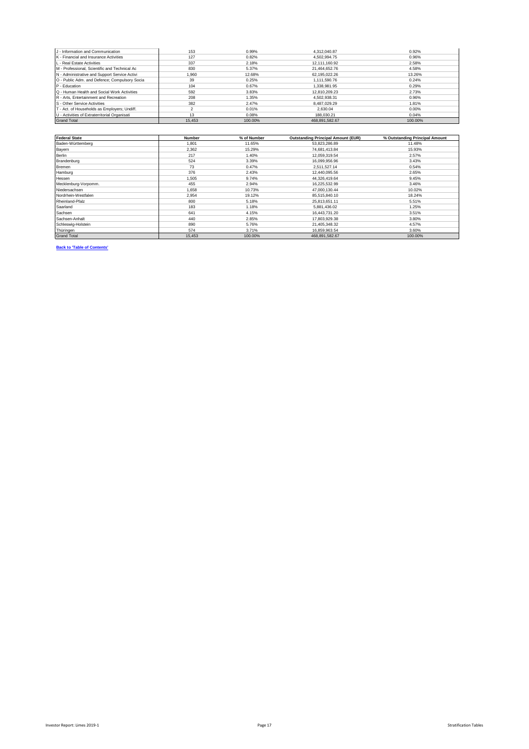| | | | | |
|---|---|---|---|---|
| J - Information and Communication | 153 | 0.99% | 4,312,040.87 | 0.92% |
| K - Financial and Insurance Activities | 127 | 0.82% | 4,502,994.75 | 0.96% |
| L - Real Estate Activities | 337 | 2.18% | 12,111,160.92 | 2.58% |
| M - Professional, Scientific and Technical Ac | 830 | 5.37% | 21,464,652.76 | 4.58% |
| N - Administrative and Support Service Activi | 1,960 | 12.68% | 62,195,022.26 | 13.26% |
| O - Public Adm. and Defence; Compulsory Socia | 39 | 0.25% | 1,111,590.76 | 0.24% |
| P - Education | 104 | 0.67% | 1,338,981.95 | 0.29% |
| Q - Human Health and Social Work Activities | 592 | 3.83% | 12,810,209.23 | 2.73% |
| R - Arts, Entertainment and Recreation | 208 | 1.35% | 4,502,938.31 | 0.96% |
| S - Other Service Activities | 382 | 2.47% | 8,487,029.29 | 1.81% |
| T - Act. of Households as Employers; Undiff. | 2 | 0.01% | 2,630.04 | 0.00% |
| U - Activities of Extraterritorial Organisati | 13 | 0.08% | 188,030.21 | 0.04% |
| Grand Total | 15,453 | 100.00% | 468,891,582.67 | 100.00% |

| Federal State | Number | % of Number | Outstanding Principal Amount (EUR) | % Outstanding Principal Amount |
|---|---|---|---|---|
| Baden-Württemberg | 1,801 | 11.65% | 53,823,286.89 | 11.48% |
| Bayern | 2,362 | 15.29% | 74,681,413.84 | 15.93% |
| Berlin | 217 | 1.40% | 12,059,319.54 | 2.57% |
| Brandenburg | 524 | 3.39% | 16,099,956.96 | 3.43% |
| Bremen | 73 | 0.47% | 2,511,527.14 | 0.54% |
| Hamburg | 376 | 2.43% | 12,440,095.56 | 2.65% |
| Hessen | 1,505 | 9.74% | 44,326,419.64 | 9.45% |
| Mecklenburg-Vorpomm. | 455 | 2.94% | 16,225,532.99 | 3.46% |
| Niedersachsen | 1,658 | 10.73% | 47,000,130.44 | 10.02% |
| Nordrhein-Westfalen | 2,954 | 19.12% | 85,515,840.10 | 18.24% |
| Rheinland-Pfalz | 800 | 5.18% | 25,813,651.11 | 5.51% |
| Saarland | 183 | 1.18% | 5,881,436.02 | 1.25% |
| Sachsen | 641 | 4.15% | 16,443,731.20 | 3.51% |
| Sachsen-Anhalt | 440 | 2.85% | 17,803,929.38 | 3.80% |
| Schleswig-Holstein | 890 | 5.76% | 21,405,348.32 | 4.57% |
| Thüringen | 574 | 3.71% | 16,859,963.54 | 3.60% |
| Grand Total | 15,453 | 100.00% | 468,891,582.67 | 100.00% |

**Back to 'Table of Contents'**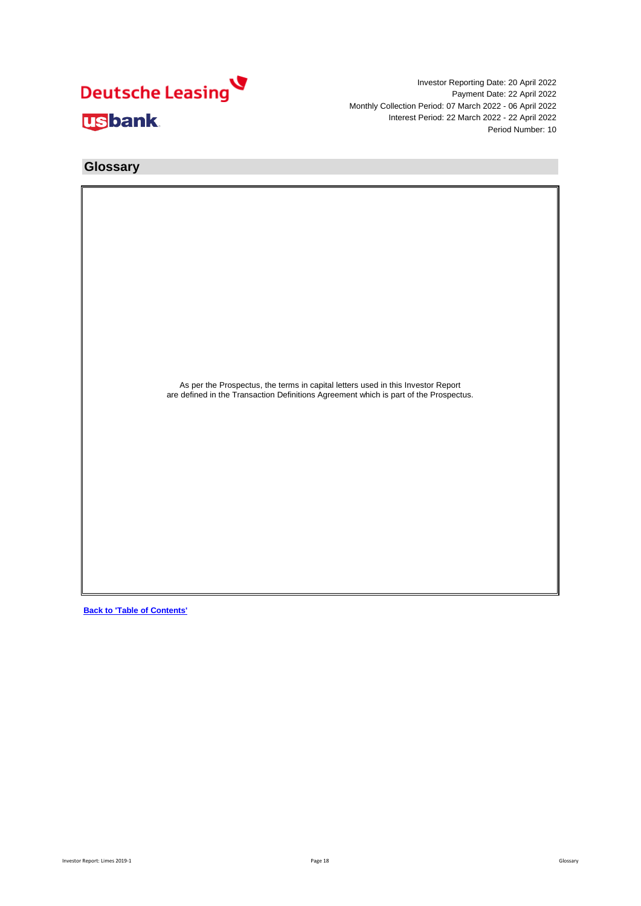Investor Reporting Date: 20 April 2022
Payment Date: 22 April 2022
Monthly Collection Period: 07 March 2022 - 06 April 2022
Interest Period: 22 March 2022 - 22 April 2022
Period Number: 10

## Glossary

As per the Prospectus, the terms in capital letters used in this Investor Report are defined in the Transaction Definitions Agreement which is part of the Prospectus.

**Back to 'Table of Contents'**